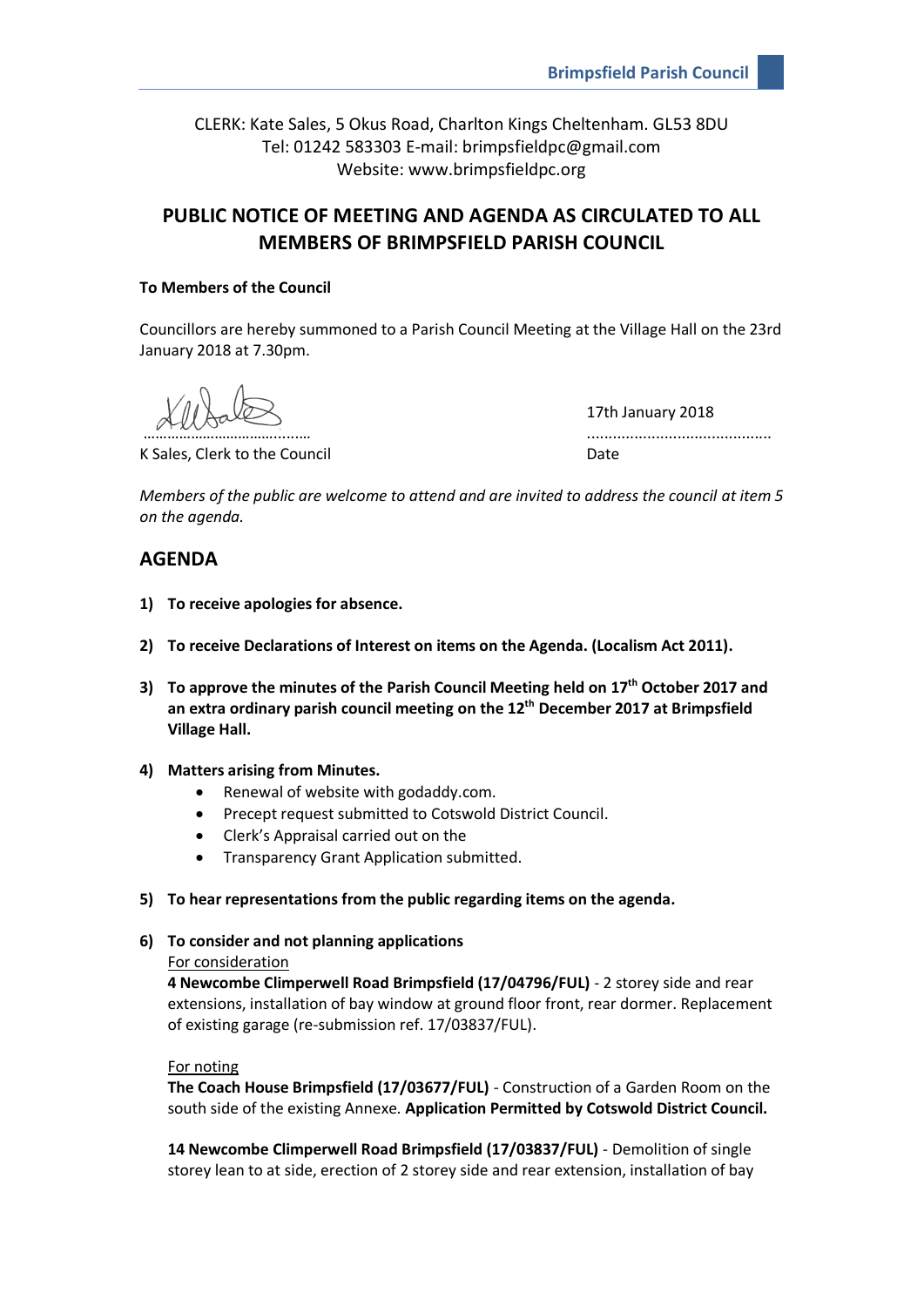CLERK: Kate Sales, 5 Okus Road, Charlton Kings Cheltenham. GL53 8DU
Tel: 01242 583303 E-mail: brimpsfieldpc@gmail.com
Website: www.brimpsfieldpc.org

# PUBLIC NOTICE OF MEETING AND AGENDA AS CIRCULATED TO ALL MEMBERS OF BRIMPSFIELD PARISH COUNCIL

**To Members of the Council**

Councillors are hereby summoned to a Parish Council Meeting at the Village Hall on the 23rd January 2018 at 7.30pm.

……………………………….… 17th January 2018 ..........................................

K Sales, Clerk to the Council Date

*Members of the public are welcome to attend and are invited to address the council at item 5 on the agenda.*

## AGENDA

1) **To receive apologies for absence.**

2) **To receive Declarations of Interest on items on the Agenda. (Localism Act 2011).**

3) **To approve the minutes of the Parish Council Meeting held on 17th October 2017 and an extra ordinary parish council meeting on the 12th December 2017 at Brimpsfield Village Hall.**

4) **Matters arising from Minutes.**
   - Renewal of website with godaddy.com.
   - Precept request submitted to Cotswold District Council.
   - Clerk's Appraisal carried out on the
   - Transparency Grant Application submitted.

5) **To hear representations from the public regarding items on the agenda.**

6) **To consider and not planning applications**

   For consideration

   **4 Newcombe Climperwell Road Brimpsfield (17/04796/FUL)** - 2 storey side and rear extensions, installation of bay window at ground floor front, rear dormer. Replacement of existing garage (re-submission ref. 17/03837/FUL).

   For noting

   **The Coach House Brimpsfield (17/03677/FUL)** - Construction of a Garden Room on the south side of the existing Annexe. **Application Permitted by Cotswold District Council.**

   **14 Newcombe Climperwell Road Brimpsfield (17/03837/FUL)** - Demolition of single storey lean to at side, erection of 2 storey side and rear extension, installation of bay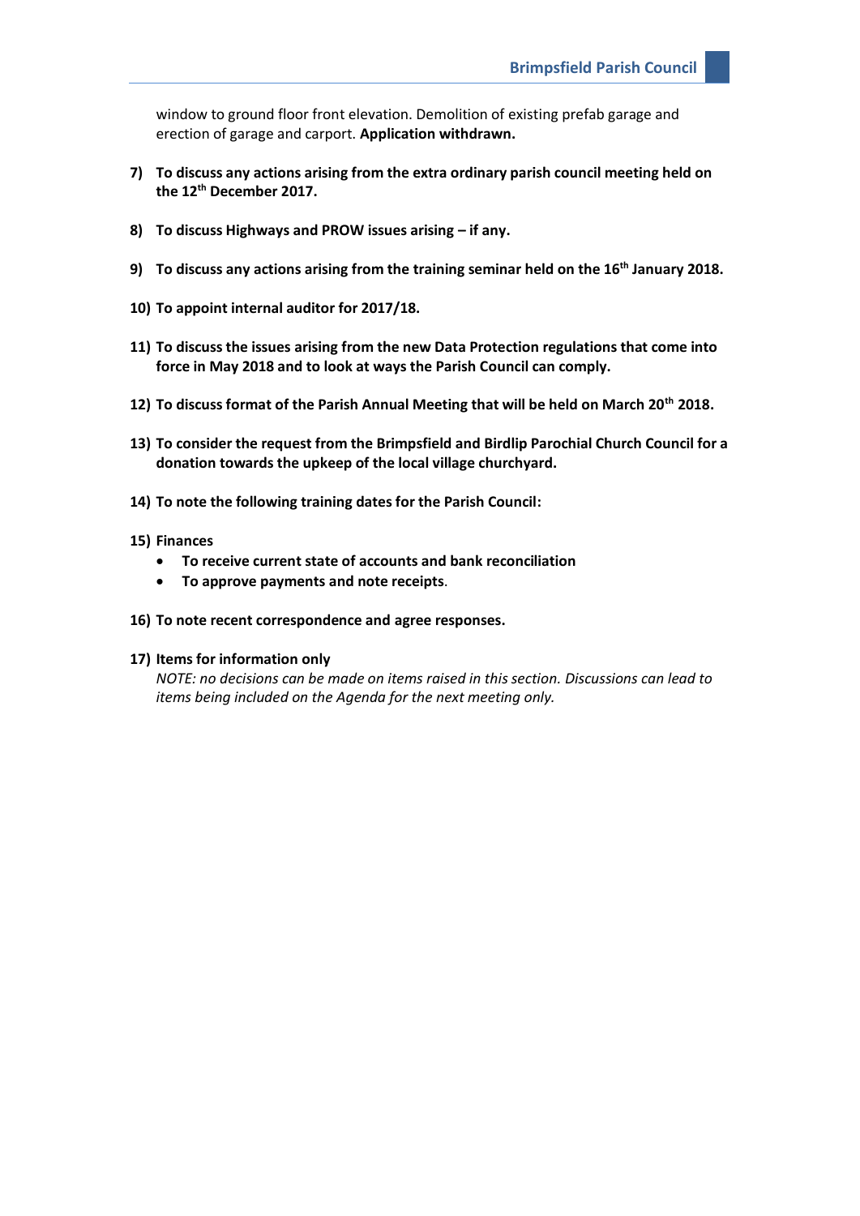window to ground floor front elevation. Demolition of existing prefab garage and erection of garage and carport. **Application withdrawn.**

7) **To discuss any actions arising from the extra ordinary parish council meeting held on the 12th December 2017.**

8) **To discuss Highways and PROW issues arising – if any.**

9) **To discuss any actions arising from the training seminar held on the 16th January 2018.**

10) **To appoint internal auditor for 2017/18.**

11) **To discuss the issues arising from the new Data Protection regulations that come into force in May 2018 and to look at ways the Parish Council can comply.**

12) **To discuss format of the Parish Annual Meeting that will be held on March 20th 2018.**

13) **To consider the request from the Brimpsfield and Birdlip Parochial Church Council for a donation towards the upkeep of the local village churchyard.**

14) **To note the following training dates for the Parish Council:**

15) **Finances**
    - **To receive current state of accounts and bank reconciliation**
    - **To approve payments and note receipts**.

16) **To note recent correspondence and agree responses.**

17) **Items for information only**

    *NOTE: no decisions can be made on items raised in this section. Discussions can lead to items being included on the Agenda for the next meeting only.*